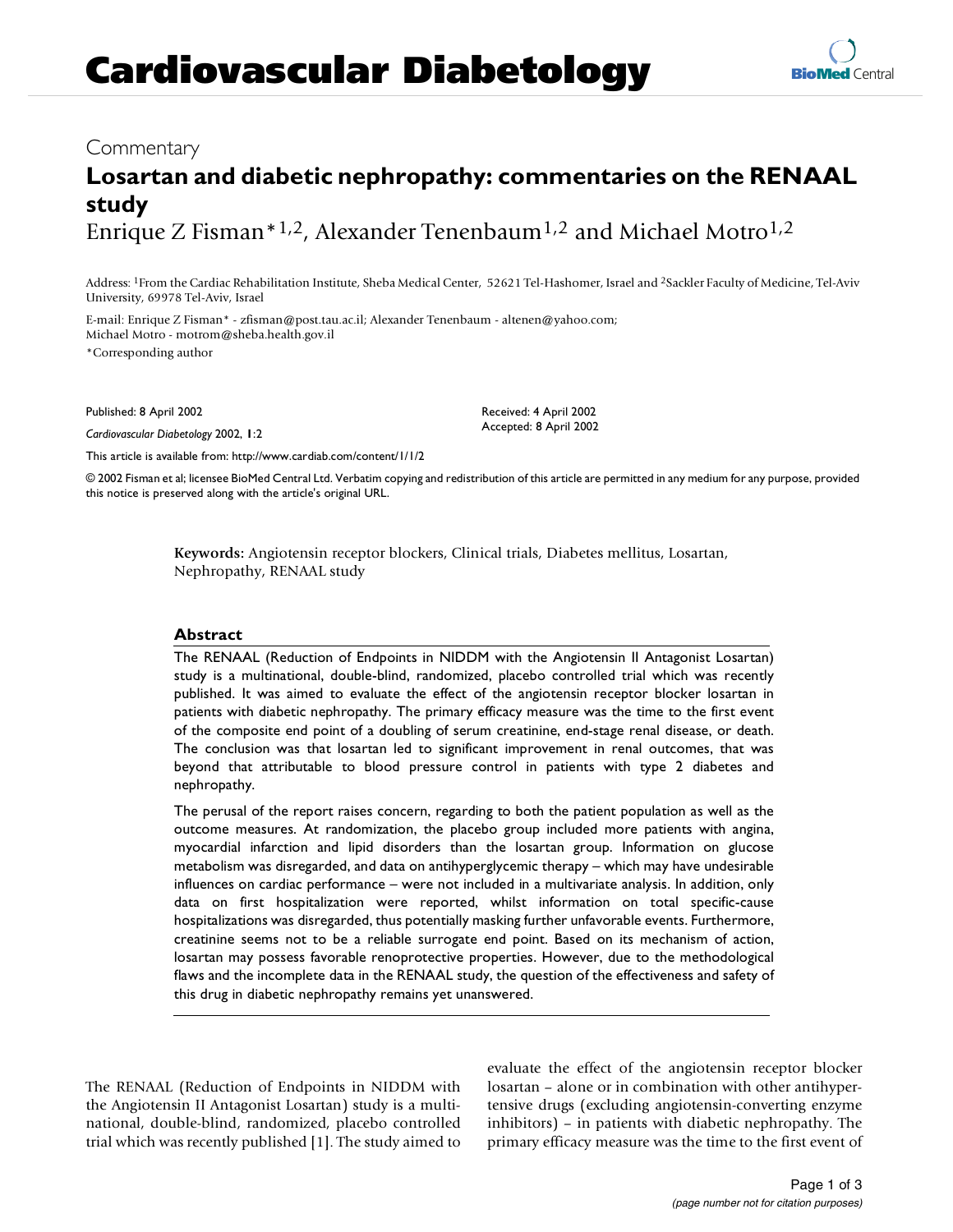# Cardiovascular Diabetology

Commentary

## Losartan and diabetic nephropathy: commentaries on the RENAAL study

Enrique Z Fisman*[1,2], Alexander Tenenbaum[1,2] and Michael Motro[1,2]

Address: [1]From the Cardiac Rehabilitation Institute, Sheba Medical Center, 52621 Tel-Hashomer, Israel and [2]Sackler Faculty of Medicine, Tel-Aviv University, 69978 Tel-Aviv, Israel

E-mail: Enrique Z Fisman* - zfisman@post.tau.ac.il; Alexander Tenenbaum - altenen@yahoo.com; Michael Motro - motrom@sheba.health.gov.il

*Corresponding author

Published: 8 April 2002

*Cardiovascular Diabetology* 2002, **1**:2

Received: 4 April 2002
Accepted: 8 April 2002

This article is available from: http://www.cardiab.com/content/1/1/2

© 2002 Fisman et al; licensee BioMed Central Ltd. Verbatim copying and redistribution of this article are permitted in any medium for any purpose, provided this notice is preserved along with the article's original URL.

**Keywords:** Angiotensin receptor blockers, Clinical trials, Diabetes mellitus, Losartan, Nephropathy, RENAAL study

### Abstract

The RENAAL (Reduction of Endpoints in NIDDM with the Angiotensin II Antagonist Losartan) study is a multinational, double-blind, randomized, placebo controlled trial which was recently published. It was aimed to evaluate the effect of the angiotensin receptor blocker losartan in patients with diabetic nephropathy. The primary efficacy measure was the time to the first event of the composite end point of a doubling of serum creatinine, end-stage renal disease, or death. The conclusion was that losartan led to significant improvement in renal outcomes, that was beyond that attributable to blood pressure control in patients with type 2 diabetes and nephropathy.

The perusal of the report raises concern, regarding to both the patient population as well as the outcome measures. At randomization, the placebo group included more patients with angina, myocardial infarction and lipid disorders than the losartan group. Information on glucose metabolism was disregarded, and data on antihyperglycemic therapy – which may have undesirable influences on cardiac performance – were not included in a multivariate analysis. In addition, only data on first hospitalization were reported, whilst information on total specific-cause hospitalizations was disregarded, thus potentially masking further unfavorable events. Furthermore, creatinine seems not to be a reliable surrogate end point. Based on its mechanism of action, losartan may possess favorable renoprotective properties. However, due to the methodological flaws and the incomplete data in the RENAAL study, the question of the effectiveness and safety of this drug in diabetic nephropathy remains yet unanswered.

The RENAAL (Reduction of Endpoints in NIDDM with the Angiotensin II Antagonist Losartan) study is a multinational, double-blind, randomized, placebo controlled trial which was recently published [1]. The study aimed to evaluate the effect of the angiotensin receptor blocker losartan – alone or in combination with other antihypertensive drugs (excluding angiotensin-converting enzyme inhibitors) – in patients with diabetic nephropathy. The primary efficacy measure was the time to the first event of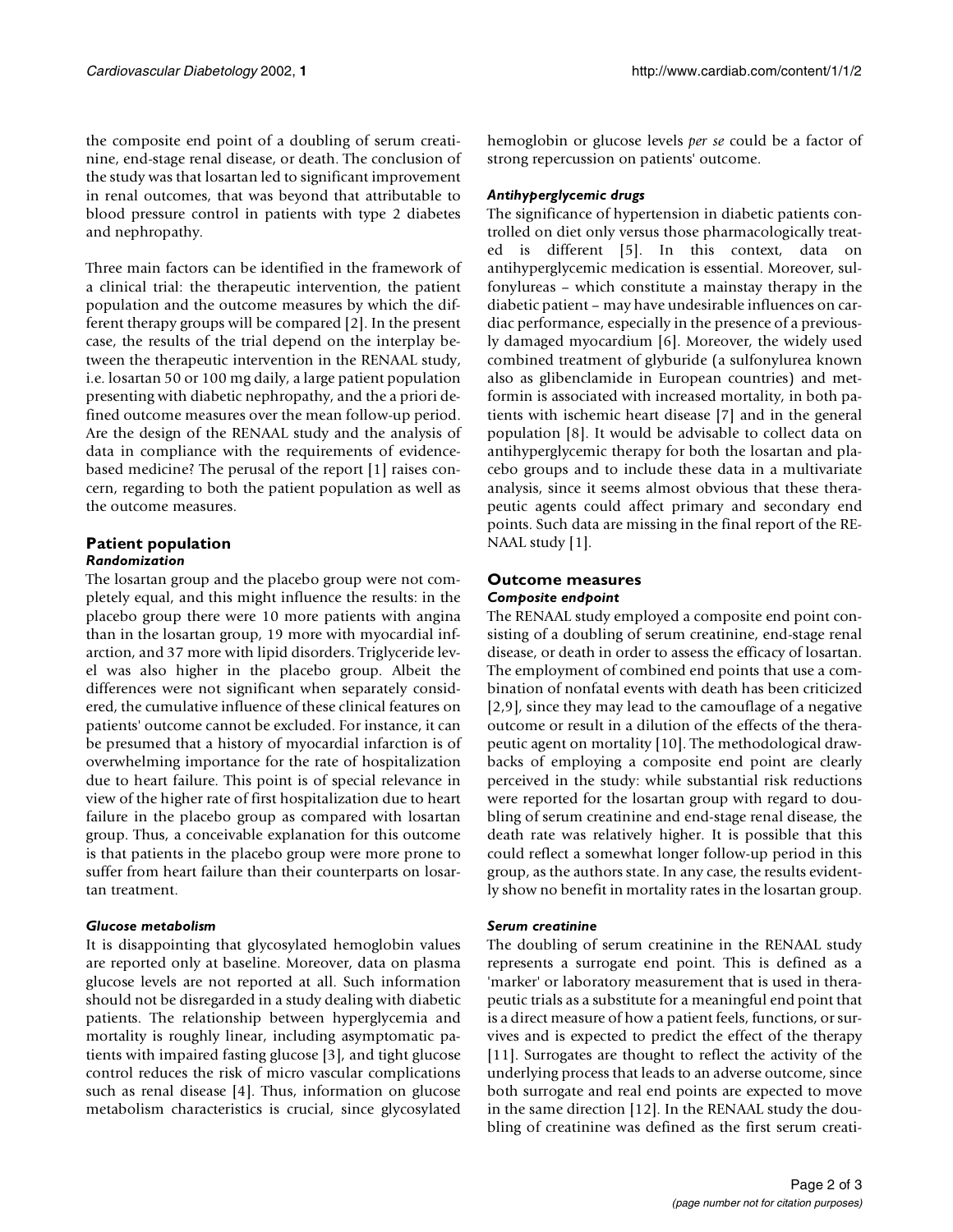the composite end point of a doubling of serum creatinine, end-stage renal disease, or death. The conclusion of the study was that losartan led to significant improvement in renal outcomes, that was beyond that attributable to blood pressure control in patients with type 2 diabetes and nephropathy.

Three main factors can be identified in the framework of a clinical trial: the therapeutic intervention, the patient population and the outcome measures by which the different therapy groups will be compared [2]. In the present case, the results of the trial depend on the interplay between the therapeutic intervention in the RENAAL study, i.e. losartan 50 or 100 mg daily, a large patient population presenting with diabetic nephropathy, and the a priori defined outcome measures over the mean follow-up period. Are the design of the RENAAL study and the analysis of data in compliance with the requirements of evidence-based medicine? The perusal of the report [1] raises concern, regarding to both the patient population as well as the outcome measures.

## Patient population

### *Randomization*

The losartan group and the placebo group were not completely equal, and this might influence the results: in the placebo group there were 10 more patients with angina than in the losartan group, 19 more with myocardial infarction, and 37 more with lipid disorders. Triglyceride level was also higher in the placebo group. Albeit the differences were not significant when separately considered, the cumulative influence of these clinical features on patients' outcome cannot be excluded. For instance, it can be presumed that a history of myocardial infarction is of overwhelming importance for the rate of hospitalization due to heart failure. This point is of special relevance in view of the higher rate of first hospitalization due to heart failure in the placebo group as compared with losartan group. Thus, a conceivable explanation for this outcome is that patients in the placebo group were more prone to suffer from heart failure than their counterparts on losartan treatment.

### *Glucose metabolism*

It is disappointing that glycosylated hemoglobin values are reported only at baseline. Moreover, data on plasma glucose levels are not reported at all. Such information should not be disregarded in a study dealing with diabetic patients. The relationship between hyperglycemia and mortality is roughly linear, including asymptomatic patients with impaired fasting glucose [3], and tight glucose control reduces the risk of micro vascular complications such as renal disease [4]. Thus, information on glucose metabolism characteristics is crucial, since glycosylated hemoglobin or glucose levels *per se* could be a factor of strong repercussion on patients' outcome.

### *Antihyperglycemic drugs*

The significance of hypertension in diabetic patients controlled on diet only versus those pharmacologically treated is different [5]. In this context, data on antihyperglycemic medication is essential. Moreover, sulfonylureas – which constitute a mainstay therapy in the diabetic patient – may have undesirable influences on cardiac performance, especially in the presence of a previously damaged myocardium [6]. Moreover, the widely used combined treatment of glyburide (a sulfonylurea known also as glibenclamide in European countries) and metformin is associated with increased mortality, in both patients with ischemic heart disease [7] and in the general population [8]. It would be advisable to collect data on antihyperglycemic therapy for both the losartan and placebo groups and to include these data in a multivariate analysis, since it seems almost obvious that these therapeutic agents could affect primary and secondary end points. Such data are missing in the final report of the RENAAL study [1].

## Outcome measures

### *Composite endpoint*

The RENAAL study employed a composite end point consisting of a doubling of serum creatinine, end-stage renal disease, or death in order to assess the efficacy of losartan. The employment of combined end points that use a combination of nonfatal events with death has been criticized [2,9], since they may lead to the camouflage of a negative outcome or result in a dilution of the effects of the therapeutic agent on mortality [10]. The methodological drawbacks of employing a composite end point are clearly perceived in the study: while substantial risk reductions were reported for the losartan group with regard to doubling of serum creatinine and end-stage renal disease, the death rate was relatively higher. It is possible that this could reflect a somewhat longer follow-up period in this group, as the authors state. In any case, the results evidently show no benefit in mortality rates in the losartan group.

### *Serum creatinine*

The doubling of serum creatinine in the RENAAL study represents a surrogate end point. This is defined as a 'marker' or laboratory measurement that is used in therapeutic trials as a substitute for a meaningful end point that is a direct measure of how a patient feels, functions, or survives and is expected to predict the effect of the therapy [11]. Surrogates are thought to reflect the activity of the underlying process that leads to an adverse outcome, since both surrogate and real end points are expected to move in the same direction [12]. In the RENAAL study the doubling of creatinine was defined as the first serum creati-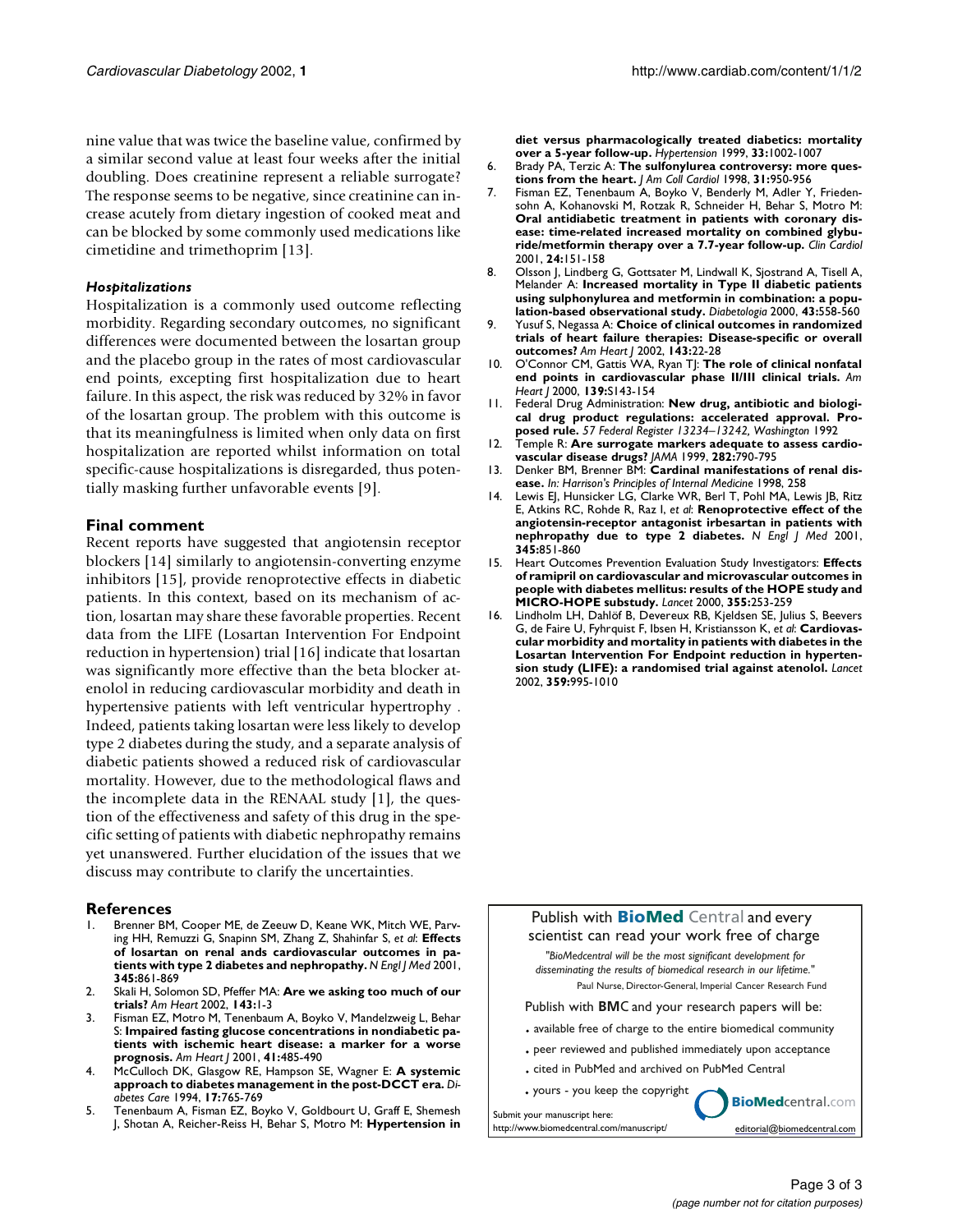nine value that was twice the baseline value, confirmed by a similar second value at least four weeks after the initial doubling. Does creatinine represent a reliable surrogate? The response seems to be negative, since creatinine can increase acutely from dietary ingestion of cooked meat and can be blocked by some commonly used medications like cimetidine and trimethoprim [13].

### *Hospitalizations*

Hospitalization is a commonly used outcome reflecting morbidity. Regarding secondary outcomes, no significant differences were documented between the losartan group and the placebo group in the rates of most cardiovascular end points, excepting first hospitalization due to heart failure. In this aspect, the risk was reduced by 32% in favor of the losartan group. The problem with this outcome is that its meaningfulness is limited when only data on first hospitalization are reported whilst information on total specific-cause hospitalizations is disregarded, thus potentially masking further unfavorable events [9].

## Final comment

Recent reports have suggested that angiotensin receptor blockers [14] similarly to angiotensin-converting enzyme inhibitors [15], provide renoprotective effects in diabetic patients. In this context, based on its mechanism of action, losartan may share these favorable properties. Recent data from the LIFE (Losartan Intervention For Endpoint reduction in hypertension) trial [16] indicate that losartan was significantly more effective than the beta blocker atenolol in reducing cardiovascular morbidity and death in hypertensive patients with left ventricular hypertrophy . Indeed, patients taking losartan were less likely to develop type 2 diabetes during the study, and a separate analysis of diabetic patients showed a reduced risk of cardiovascular mortality. However, due to the methodological flaws and the incomplete data in the RENAAL study [1], the question of the effectiveness and safety of this drug in the specific setting of patients with diabetic nephropathy remains yet unanswered. Further elucidation of the issues that we discuss may contribute to clarify the uncertainties.

## References

1. Brenner BM, Cooper ME, de Zeeuw D, Keane WK, Mitch WE, Parving HH, Remuzzi G, Snapinn SM, Zhang Z, Shahinfar S, *et al*: **Effects of losartan on renal ands cardiovascular outcomes in patients with type 2 diabetes and nephropathy.** *N Engl J Med* 2001, **345:**861-869
2. Skali H, Solomon SD, Pfeffer MA: **Are we asking too much of our trials?** *Am Heart* 2002, **143:**1-3
3. Fisman EZ, Motro M, Tenenbaum A, Boyko V, Mandelzweig L, Behar S: **Impaired fasting glucose concentrations in nondiabetic patients with ischemic heart disease: a marker for a worse prognosis.** *Am Heart J* 2001, **41:**485-490
4. McCulloch DK, Glasgow RE, Hampson SE, Wagner E: **A systemic approach to diabetes management in the post-DCCT era.** *Diabetes Care* 1994, **17:**765-769
5. Tenenbaum A, Fisman EZ, Boyko V, Goldbourt U, Graff E, Shemesh J, Shotan A, Reicher-Reiss H, Behar S, Motro M: **Hypertension in diet versus pharmacologically treated diabetics: mortality over a 5-year follow-up.** *Hypertension* 1999, **33:**1002-1007
6. Brady PA, Terzic A: **The sulfonylurea controversy: more questions from the heart.** *J Am Coll Cardiol* 1998, **31:**950-956
7. Fisman EZ, Tenenbaum A, Boyko V, Benderly M, Adler Y, Friedensohn A, Kohanovski M, Rotzak R, Schneider H, Behar S, Motro M: **Oral antidiabetic treatment in patients with coronary disease: time-related increased mortality on combined glyburide/metformin therapy over a 7.7-year follow-up.** *Clin Cardiol* 2001, **24:**151-158
8. Olsson J, Lindberg G, Gottsater M, Lindwall K, Sjostrand A, Tisell A, Melander A: **Increased mortality in Type II diabetic patients using sulphonylurea and metformin in combination: a population-based observational study.** *Diabetologia* 2000, **43:**558-560
9. Yusuf S, Negassa A: **Choice of clinical outcomes in randomized trials of heart failure therapies: Disease-specific or overall outcomes?** *Am Heart J* 2002, **143:**22-28
10. O'Connor CM, Gattis WA, Ryan TJ: **The role of clinical nonfatal end points in cardiovascular phase II/III clinical trials.** *Am Heart J* 2000, **139:**S143-154
11. Federal Drug Administration: **New drug, antibiotic and biological drug product regulations: accelerated approval. Proposed rule.** *57 Federal Register 13234–13242, Washington* 1992
12. Temple R: **Are surrogate markers adequate to assess cardiovascular disease drugs?** *JAMA* 1999, **282:**790-795
13. Denker BM, Brenner BM: **Cardinal manifestations of renal disease.** *In: Harrison's Principles of Internal Medicine* 1998, 258
14. Lewis EJ, Hunsicker LG, Clarke WR, Berl T, Pohl MA, Lewis JB, Ritz E, Atkins RC, Rohde R, Raz I, *et al*: **Renoprotective effect of the angiotensin-receptor antagonist irbesartan in patients with nephropathy due to type 2 diabetes.** *N Engl J Med* 2001, **345:**851-860
15. Heart Outcomes Prevention Evaluation Study Investigators: **Effects of ramipril on cardiovascular and microvascular outcomes in people with diabetes mellitus: results of the HOPE study and MICRO-HOPE substudy.** *Lancet* 2000, **355:**253-259
16. Lindholm LH, Dahlöf B, Devereux RB, Kjeldsen SE, Julius S, Beevers G, de Faire U, Fyhrquist F, Ibsen H, Kristiansson K, *et al*: **Cardiovascular morbidity and mortality in patients with diabetes in the Losartan Intervention For Endpoint reduction in hypertension study (LIFE): a randomised trial against atenolol.** *Lancet* 2002, **359:**995-1010

Publish with **BioMed Central** and every scientist can read your work free of charge

*"BioMedcentral will be the most significant development for disseminating the results of biomedical research in our lifetime."*
Paul Nurse, Director-General, Imperial Cancer Research Fund

Publish with **BMC** and your research papers will be:

- available free of charge to the entire biomedical community
- peer reviewed and published immediately upon acceptance
- cited in PubMed and archived on PubMed Central
- yours - you keep the copyright

Submit your manuscript here:
http://www.biomedcentral.com/manuscript/

BioMedcentral.com

editorial@biomedcentral.com